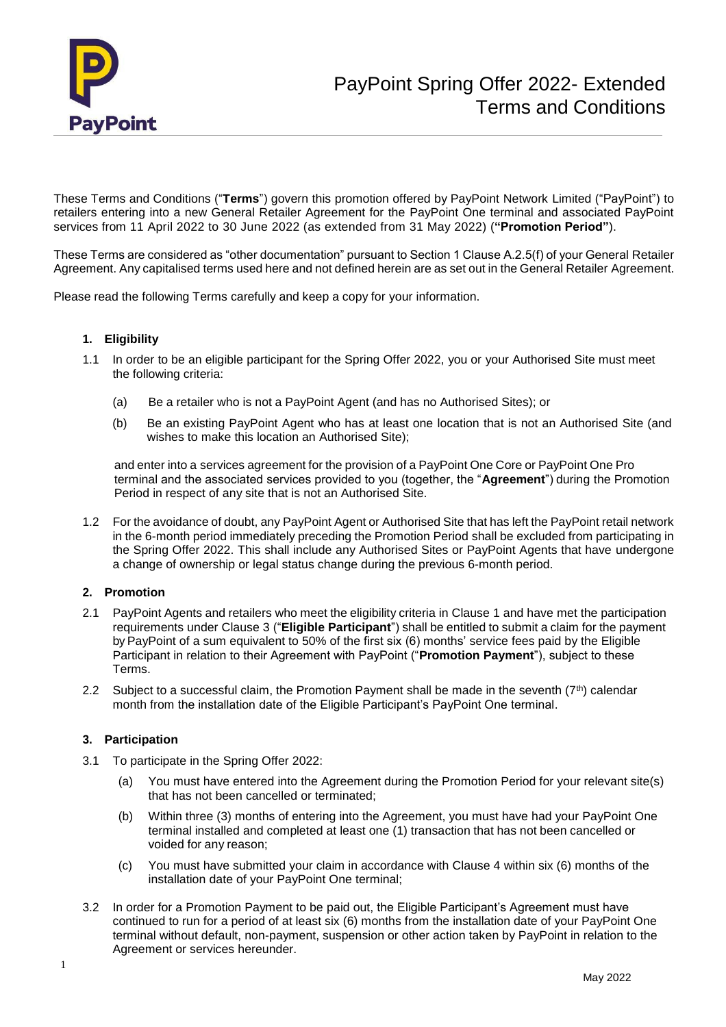# PayPoint Spring Offer 2022- Extended Terms and Conditions

These Terms and Conditions ("**Terms**") govern this promotion offered by PayPoint Network Limited ("PayPoint") to retailers entering into a new General Retailer Agreement for the PayPoint One terminal and associated PayPoint services from 11 April 2022 to 30 June 2022 (as extended from 31 May 2022) (**"Promotion Period"**).

These Terms are considered as "other documentation" pursuant to Section 1 Clause A.2.5(f) of your General Retailer Agreement. Any capitalised terms used here and not defined herein are as set out in the General Retailer Agreement.

Please read the following Terms carefully and keep a copy for your information.

## 1. Eligibility

1.1 In order to be an eligible participant for the Spring Offer 2022, you or your Authorised Site must meet the following criteria:

(a) Be a retailer who is not a PayPoint Agent (and has no Authorised Sites); or

(b) Be an existing PayPoint Agent who has at least one location that is not an Authorised Site (and wishes to make this location an Authorised Site);

and enter into a services agreement for the provision of a PayPoint One Core or PayPoint One Pro terminal and the associated services provided to you (together, the "**Agreement**") during the Promotion Period in respect of any site that is not an Authorised Site.

1.2 For the avoidance of doubt, any PayPoint Agent or Authorised Site that has left the PayPoint retail network in the 6-month period immediately preceding the Promotion Period shall be excluded from participating in the Spring Offer 2022. This shall include any Authorised Sites or PayPoint Agents that have undergone a change of ownership or legal status change during the previous 6-month period.

## 2. Promotion

2.1 PayPoint Agents and retailers who meet the eligibility criteria in Clause 1 and have met the participation requirements under Clause 3 ("**Eligible Participant**") shall be entitled to submit a claim for the payment by PayPoint of a sum equivalent to 50% of the first six (6) months' service fees paid by the Eligible Participant in relation to their Agreement with PayPoint ("**Promotion Payment**"), subject to these Terms.

2.2 Subject to a successful claim, the Promotion Payment shall be made in the seventh (7th) calendar month from the installation date of the Eligible Participant's PayPoint One terminal.

## 3. Participation

3.1 To participate in the Spring Offer 2022:

(a) You must have entered into the Agreement during the Promotion Period for your relevant site(s) that has not been cancelled or terminated;

(b) Within three (3) months of entering into the Agreement, you must have had your PayPoint One terminal installed and completed at least one (1) transaction that has not been cancelled or voided for any reason;

(c) You must have submitted your claim in accordance with Clause 4 within six (6) months of the installation date of your PayPoint One terminal;

3.2 In order for a Promotion Payment to be paid out, the Eligible Participant's Agreement must have continued to run for a period of at least six (6) months from the installation date of your PayPoint One terminal without default, non-payment, suspension or other action taken by PayPoint in relation to the Agreement or services hereunder.

May 2022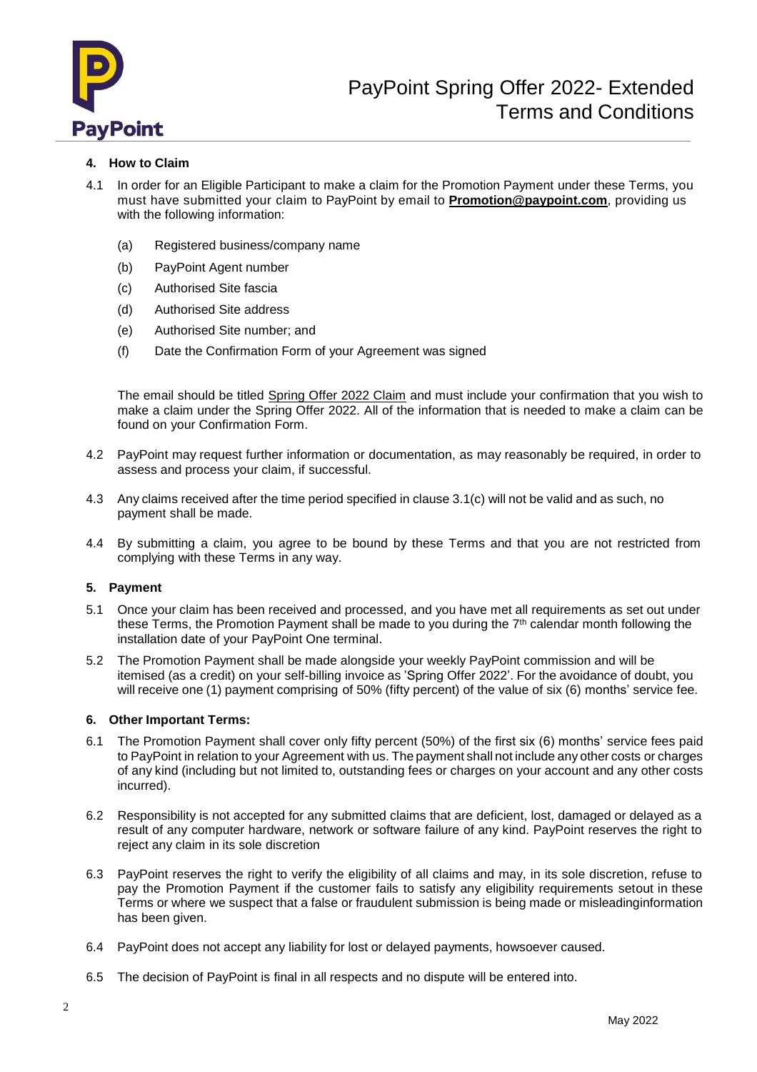**4. How to Claim**

4.1 In order for an Eligible Participant to make a claim for the Promotion Payment under these Terms, you must have submitted your claim to PayPoint by email to **Promotion@paypoint.com**, providing us with the following information:

(a) Registered business/company name

(b) PayPoint Agent number

(c) Authorised Site fascia

(d) Authorised Site address

(e) Authorised Site number; and

(f) Date the Confirmation Form of your Agreement was signed

The email should be titled Spring Offer 2022 Claim and must include your confirmation that you wish to make a claim under the Spring Offer 2022. All of the information that is needed to make a claim can be found on your Confirmation Form.

4.2 PayPoint may request further information or documentation, as may reasonably be required, in order to assess and process your claim, if successful.

4.3 Any claims received after the time period specified in clause 3.1(c) will not be valid and as such, no payment shall be made.

4.4 By submitting a claim, you agree to be bound by these Terms and that you are not restricted from complying with these Terms in any way.

**5. Payment**

5.1 Once your claim has been received and processed, and you have met all requirements as set out under these Terms, the Promotion Payment shall be made to you during the 7th calendar month following the installation date of your PayPoint One terminal.

5.2 The Promotion Payment shall be made alongside your weekly PayPoint commission and will be itemised (as a credit) on your self-billing invoice as 'Spring Offer 2022'. For the avoidance of doubt, you will receive one (1) payment comprising of 50% (fifty percent) of the value of six (6) months' service fee.

**6. Other Important Terms:**

6.1 The Promotion Payment shall cover only fifty percent (50%) of the first six (6) months' service fees paid to PayPoint in relation to your Agreement with us. The payment shall not include any other costs or charges of any kind (including but not limited to, outstanding fees or charges on your account and any other costs incurred).

6.2 Responsibility is not accepted for any submitted claims that are deficient, lost, damaged or delayed as a result of any computer hardware, network or software failure of any kind. PayPoint reserves the right to reject any claim in its sole discretion

6.3 PayPoint reserves the right to verify the eligibility of all claims and may, in its sole discretion, refuse to pay the Promotion Payment if the customer fails to satisfy any eligibility requirements setout in these Terms or where we suspect that a false or fraudulent submission is being made or misleadinginformation has been given.

6.4 PayPoint does not accept any liability for lost or delayed payments, howsoever caused.

6.5 The decision of PayPoint is final in all respects and no dispute will be entered into.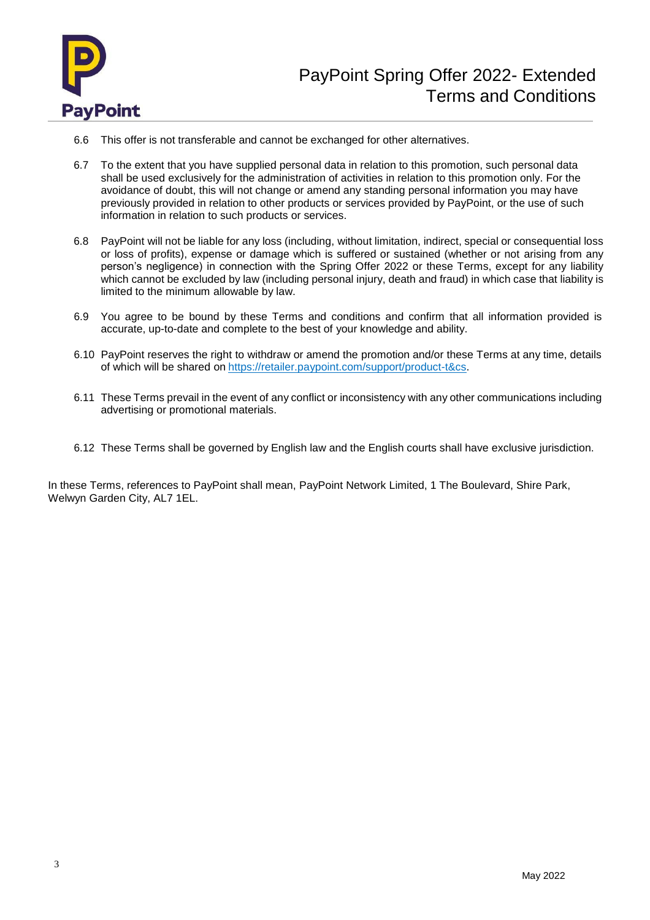6.6 This offer is not transferable and cannot be exchanged for other alternatives.

6.7 To the extent that you have supplied personal data in relation to this promotion, such personal data shall be used exclusively for the administration of activities in relation to this promotion only. For the avoidance of doubt, this will not change or amend any standing personal information you may have previously provided in relation to other products or services provided by PayPoint, or the use of such information in relation to such products or services.

6.8 PayPoint will not be liable for any loss (including, without limitation, indirect, special or consequential loss or loss of profits), expense or damage which is suffered or sustained (whether or not arising from any person's negligence) in connection with the Spring Offer 2022 or these Terms, except for any liability which cannot be excluded by law (including personal injury, death and fraud) in which case that liability is limited to the minimum allowable by law.

6.9 You agree to be bound by these Terms and conditions and confirm that all information provided is accurate, up-to-date and complete to the best of your knowledge and ability.

6.10 PayPoint reserves the right to withdraw or amend the promotion and/or these Terms at any time, details of which will be shared on https://retailer.paypoint.com/support/product-t&cs.

6.11 These Terms prevail in the event of any conflict or inconsistency with any other communications including advertising or promotional materials.

6.12 These Terms shall be governed by English law and the English courts shall have exclusive jurisdiction.

In these Terms, references to PayPoint shall mean, PayPoint Network Limited, 1 The Boulevard, Shire Park, Welwyn Garden City, AL7 1EL.